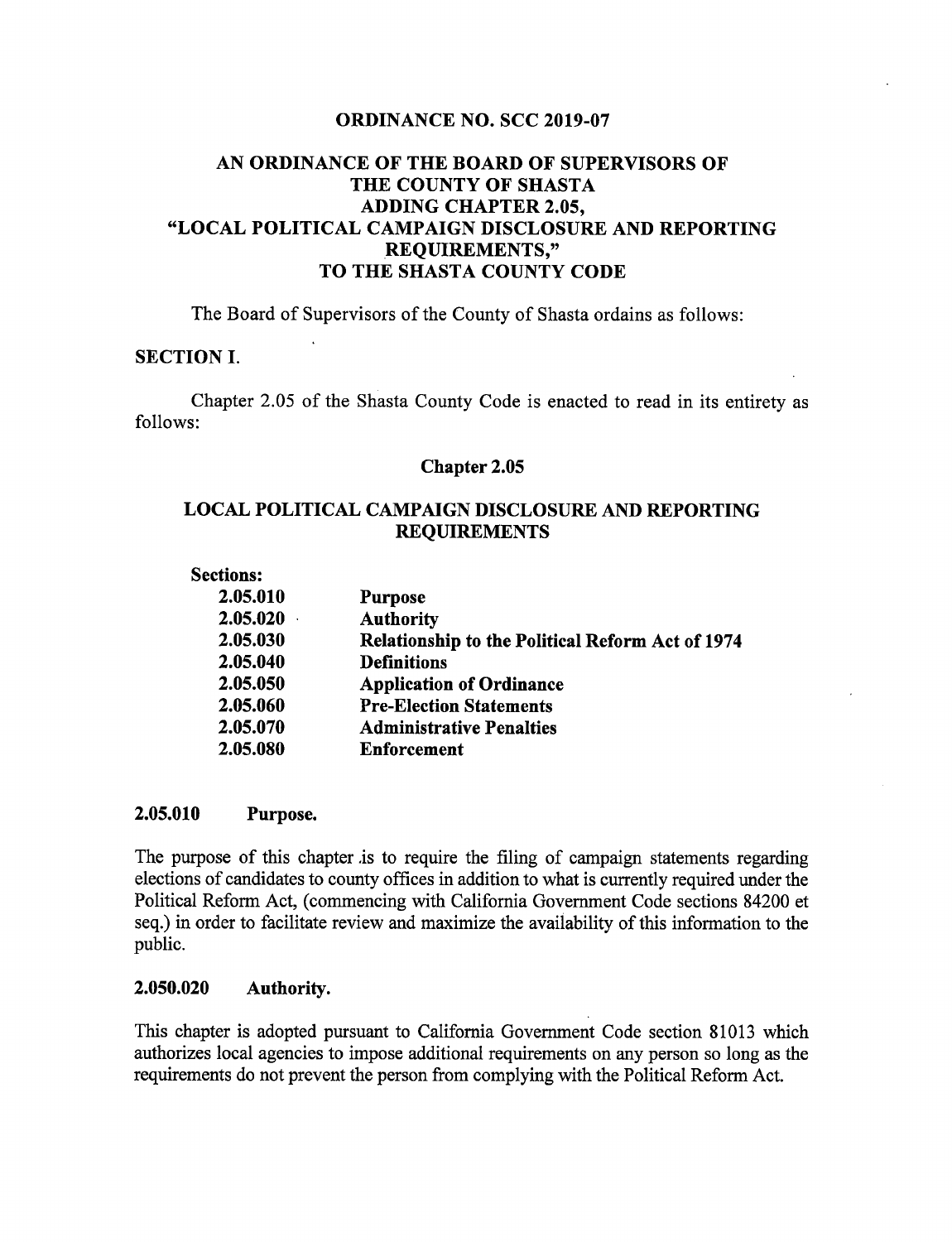# ORDINANCE NO. SCC 2019-07

## AN ORDINANCE OF THE BOARD OF SUPERVISORS OF THE COUNTY OF SHASTA ADDING CHAPTER 2.05, "LOCAL POLITICAL CAMPAIGN DISCLOSURE AND REPORTING REQUIREMENTS," TO THE SHASTA COUNTY CODE

The Board of Supervisors of the County of Shasta ordains as follows:

**SECTION I.**

Chapter 2.05 of the Shasta County Code is enacted to read in its entirety as follows:

### Chapter 2.05

### LOCAL POLITICAL CAMPAIGN DISCLOSURE AND REPORTING REQUIREMENTS

**Sections:**

| | |
|---|---|
| **2.05.010** | **Purpose** |
| **2.05.020** | **Authority** |
| **2.05.030** | **Relationship to the Political Reform Act of 1974** |
| **2.05.040** | **Definitions** |
| **2.05.050** | **Application of Ordinance** |
| **2.05.060** | **Pre-Election Statements** |
| **2.05.070** | **Administrative Penalties** |
| **2.05.080** | **Enforcement** |

**2.05.010 Purpose.**

The purpose of this chapter is to require the filing of campaign statements regarding elections of candidates to county offices in addition to what is currently required under the Political Reform Act, (commencing with California Government Code sections 84200 et seq.) in order to facilitate review and maximize the availability of this information to the public.

**2.050.020 Authority.**

This chapter is adopted pursuant to California Government Code section 81013 which authorizes local agencies to impose additional requirements on any person so long as the requirements do not prevent the person from complying with the Political Reform Act.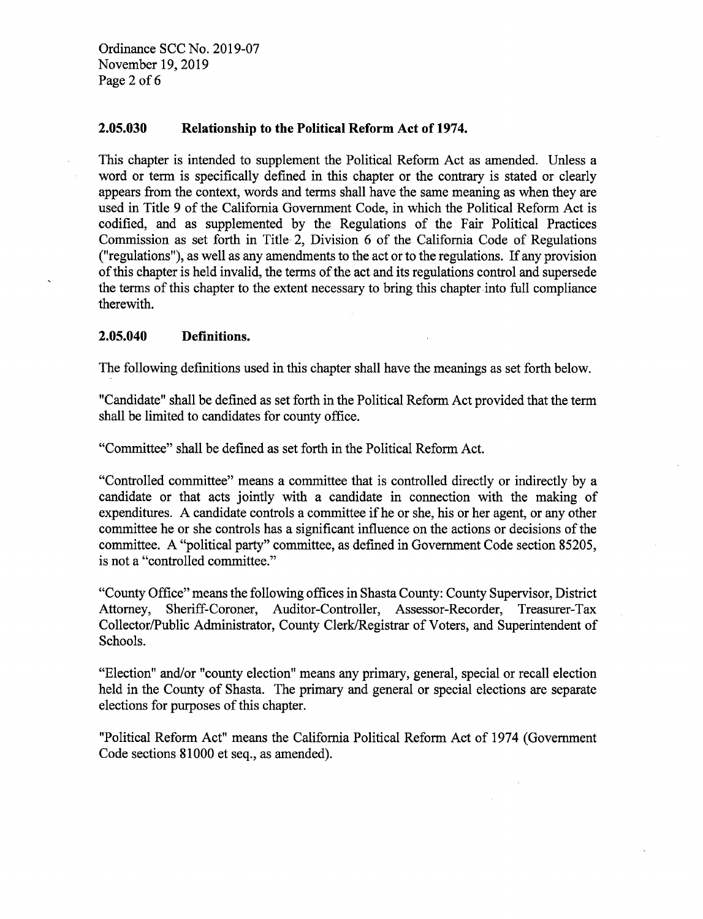### 2.05.030 Relationship to the Political Reform Act of 1974.

This chapter is intended to supplement the Political Reform Act as amended. Unless a word or term is specifically defined in this chapter or the contrary is stated or clearly appears from the context, words and terms shall have the same meaning as when they are used in Title 9 of the California Government Code, in which the Political Reform Act is codified, and as supplemented by the Regulations of the Fair Political Practices Commission as set forth in Title 2, Division 6 of the California Code of Regulations ("regulations"), as well as any amendments to the act or to the regulations. If any provision of this chapter is held invalid, the terms of the act and its regulations control and supersede the terms of this chapter to the extent necessary to bring this chapter into full compliance therewith.

### 2.05.040 Definitions.

The following definitions used in this chapter shall have the meanings as set forth below.

"Candidate" shall be defined as set forth in the Political Reform Act provided that the term shall be limited to candidates for county office.

"Committee" shall be defined as set forth in the Political Reform Act.

"Controlled committee" means a committee that is controlled directly or indirectly by a candidate or that acts jointly with a candidate in connection with the making of expenditures. A candidate controls a committee if he or she, his or her agent, or any other committee he or she controls has a significant influence on the actions or decisions of the committee. A "political party" committee, as defined in Government Code section 85205, is not a "controlled committee."

"County Office" means the following offices in Shasta County: County Supervisor, District Attorney, Sheriff-Coroner, Auditor-Controller, Assessor-Recorder, Treasurer-Tax Collector/Public Administrator, County Clerk/Registrar of Voters, and Superintendent of Schools.

"Election" and/or "county election" means any primary, general, special or recall election held in the County of Shasta. The primary and general or special elections are separate elections for purposes of this chapter.

"Political Reform Act" means the California Political Reform Act of 1974 (Government Code sections 81000 et seq., as amended).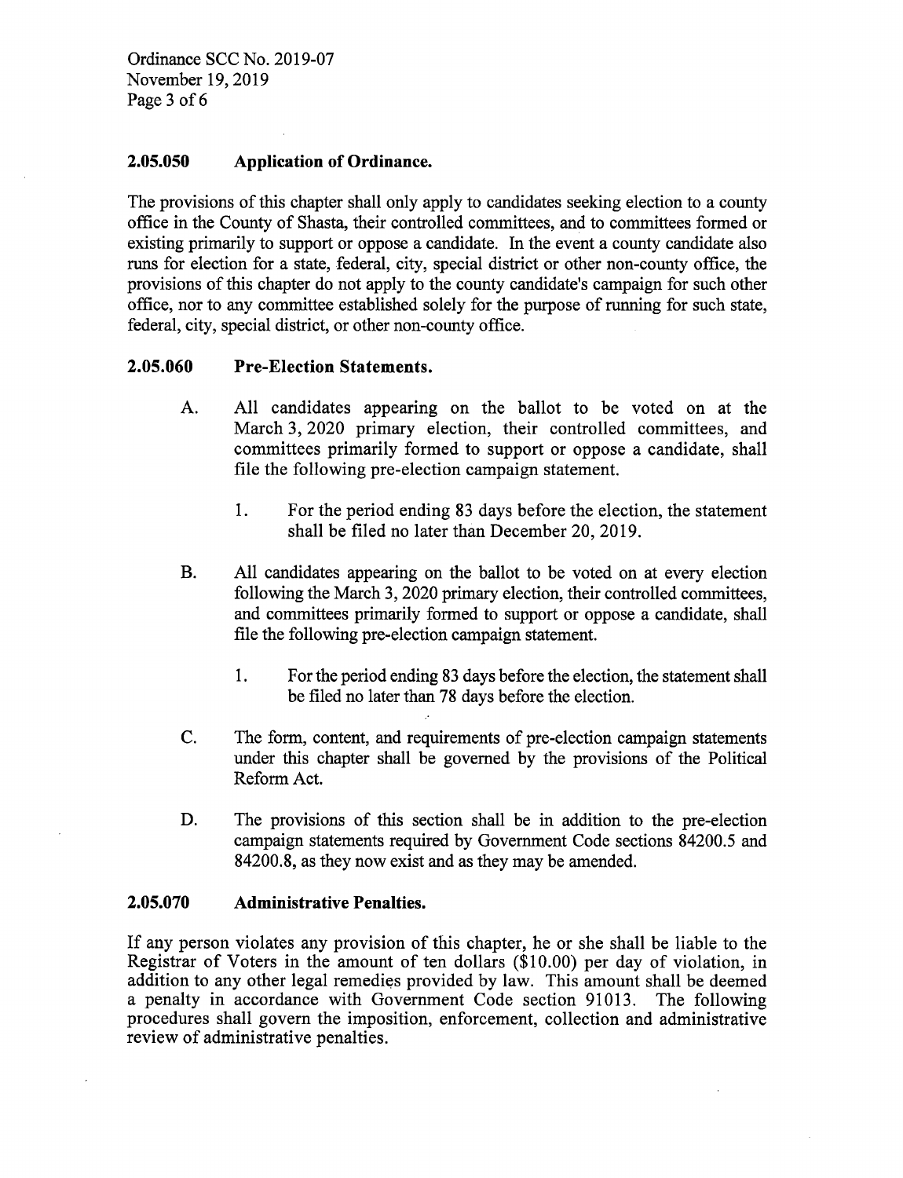### 2.05.050 Application of Ordinance.

The provisions of this chapter shall only apply to candidates seeking election to a county office in the County of Shasta, their controlled committees, and to committees formed or existing primarily to support or oppose a candidate. In the event a county candidate also runs for election for a state, federal, city, special district or other non-county office, the provisions of this chapter do not apply to the county candidate's campaign for such other office, nor to any committee established solely for the purpose of running for such state, federal, city, special district, or other non-county office.

### 2.05.060 Pre-Election Statements.

A. All candidates appearing on the ballot to be voted on at the March 3, 2020 primary election, their controlled committees, and committees primarily formed to support or oppose a candidate, shall file the following pre-election campaign statement.

   1. For the period ending 83 days before the election, the statement shall be filed no later than December 20, 2019.

B. All candidates appearing on the ballot to be voted on at every election following the March 3, 2020 primary election, their controlled committees, and committees primarily formed to support or oppose a candidate, shall file the following pre-election campaign statement.

   1. For the period ending 83 days before the election, the statement shall be filed no later than 78 days before the election.

C. The form, content, and requirements of pre-election campaign statements under this chapter shall be governed by the provisions of the Political Reform Act.

D. The provisions of this section shall be in addition to the pre-election campaign statements required by Government Code sections 84200.5 and 84200.8, as they now exist and as they may be amended.

### 2.05.070 Administrative Penalties.

If any person violates any provision of this chapter, he or she shall be liable to the Registrar of Voters in the amount of ten dollars ($10.00) per day of violation, in addition to any other legal remedies provided by law. This amount shall be deemed a penalty in accordance with Government Code section 91013. The following procedures shall govern the imposition, enforcement, collection and administrative review of administrative penalties.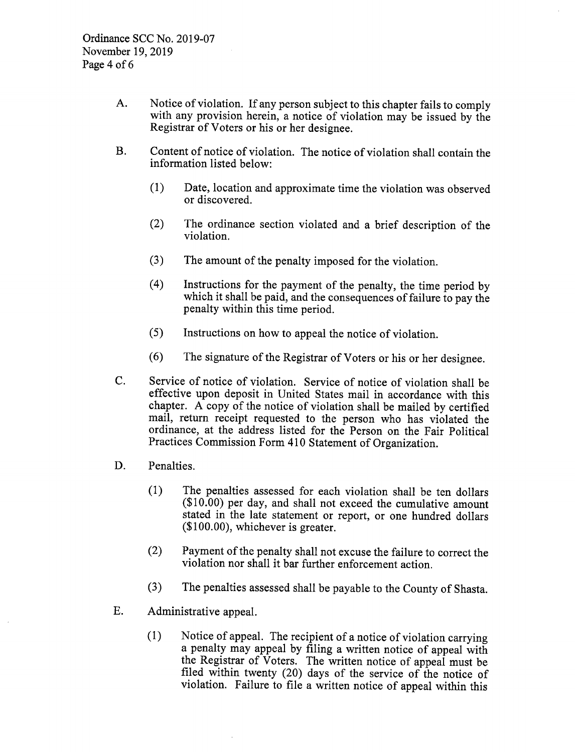A. Notice of violation. If any person subject to this chapter fails to comply with any provision herein, a notice of violation may be issued by the Registrar of Voters or his or her designee.

B. Content of notice of violation. The notice of violation shall contain the information listed below:

   (1) Date, location and approximate time the violation was observed or discovered.

   (2) The ordinance section violated and a brief description of the violation.

   (3) The amount of the penalty imposed for the violation.

   (4) Instructions for the payment of the penalty, the time period by which it shall be paid, and the consequences of failure to pay the penalty within this time period.

   (5) Instructions on how to appeal the notice of violation.

   (6) The signature of the Registrar of Voters or his or her designee.

C. Service of notice of violation. Service of notice of violation shall be effective upon deposit in United States mail in accordance with this chapter. A copy of the notice of violation shall be mailed by certified mail, return receipt requested to the person who has violated the ordinance, at the address listed for the Person on the Fair Political Practices Commission Form 410 Statement of Organization.

D. Penalties.

   (1) The penalties assessed for each violation shall be ten dollars ($10.00) per day, and shall not exceed the cumulative amount stated in the late statement or report, or one hundred dollars ($100.00), whichever is greater.

   (2) Payment of the penalty shall not excuse the failure to correct the violation nor shall it bar further enforcement action.

   (3) The penalties assessed shall be payable to the County of Shasta.

E. Administrative appeal.

   (1) Notice of appeal. The recipient of a notice of violation carrying a penalty may appeal by filing a written notice of appeal with the Registrar of Voters. The written notice of appeal must be filed within twenty (20) days of the service of the notice of violation. Failure to file a written notice of appeal within this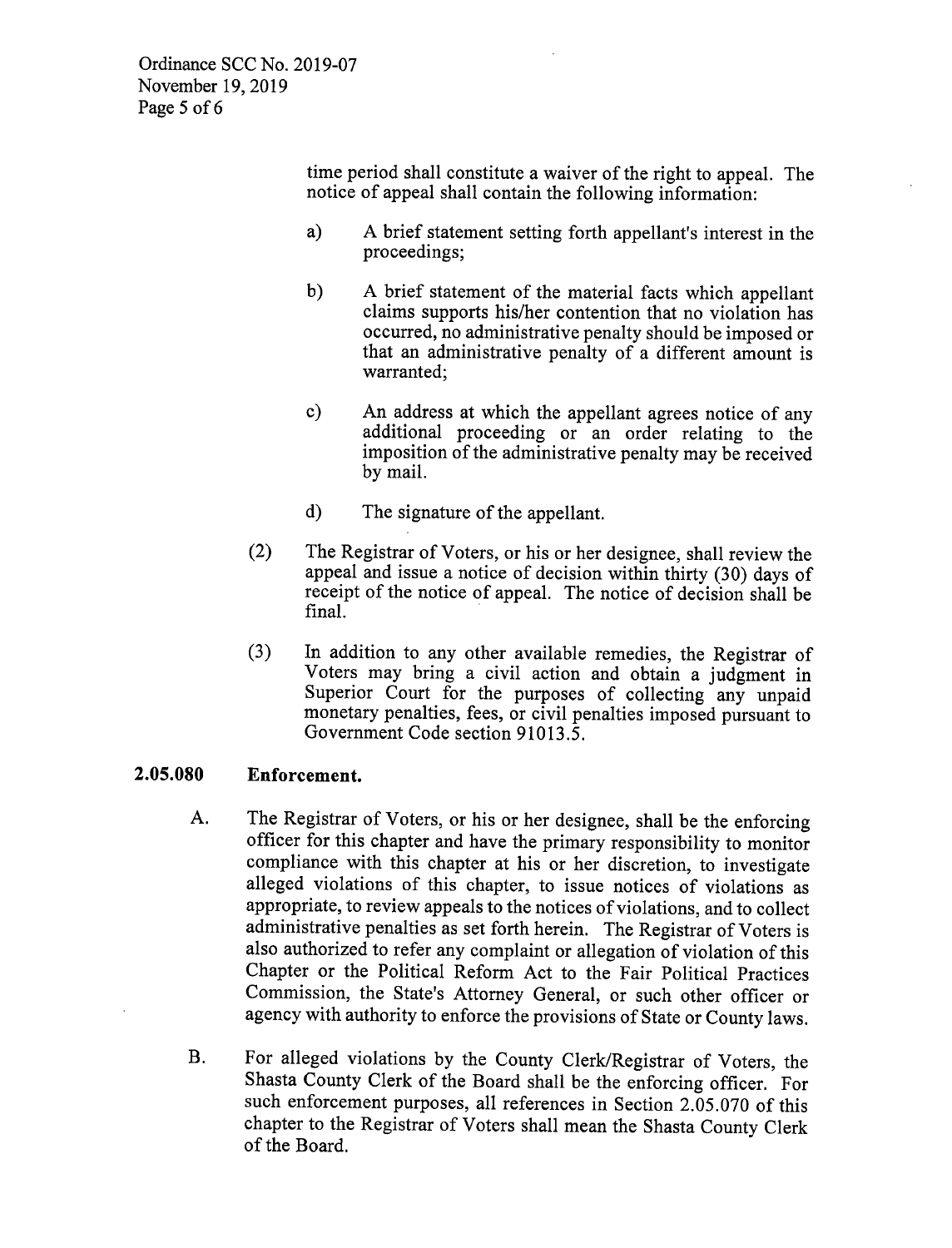time period shall constitute a waiver of the right to appeal. The notice of appeal shall contain the following information:

a) A brief statement setting forth appellant's interest in the proceedings;

b) A brief statement of the material facts which appellant claims supports his/her contention that no violation has occurred, no administrative penalty should be imposed or that an administrative penalty of a different amount is warranted;

c) An address at which the appellant agrees notice of any additional proceeding or an order relating to the imposition of the administrative penalty may be received by mail.

d) The signature of the appellant.

(2) The Registrar of Voters, or his or her designee, shall review the appeal and issue a notice of decision within thirty (30) days of receipt of the notice of appeal. The notice of decision shall be final.

(3) In addition to any other available remedies, the Registrar of Voters may bring a civil action and obtain a judgment in Superior Court for the purposes of collecting any unpaid monetary penalties, fees, or civil penalties imposed pursuant to Government Code section 91013.5.

**2.05.080 Enforcement.**

A. The Registrar of Voters, or his or her designee, shall be the enforcing officer for this chapter and have the primary responsibility to monitor compliance with this chapter at his or her discretion, to investigate alleged violations of this chapter, to issue notices of violations as appropriate, to review appeals to the notices of violations, and to collect administrative penalties as set forth herein. The Registrar of Voters is also authorized to refer any complaint or allegation of violation of this Chapter or the Political Reform Act to the Fair Political Practices Commission, the State's Attorney General, or such other officer or agency with authority to enforce the provisions of State or County laws.

B. For alleged violations by the County Clerk/Registrar of Voters, the Shasta County Clerk of the Board shall be the enforcing officer. For such enforcement purposes, all references in Section 2.05.070 of this chapter to the Registrar of Voters shall mean the Shasta County Clerk of the Board.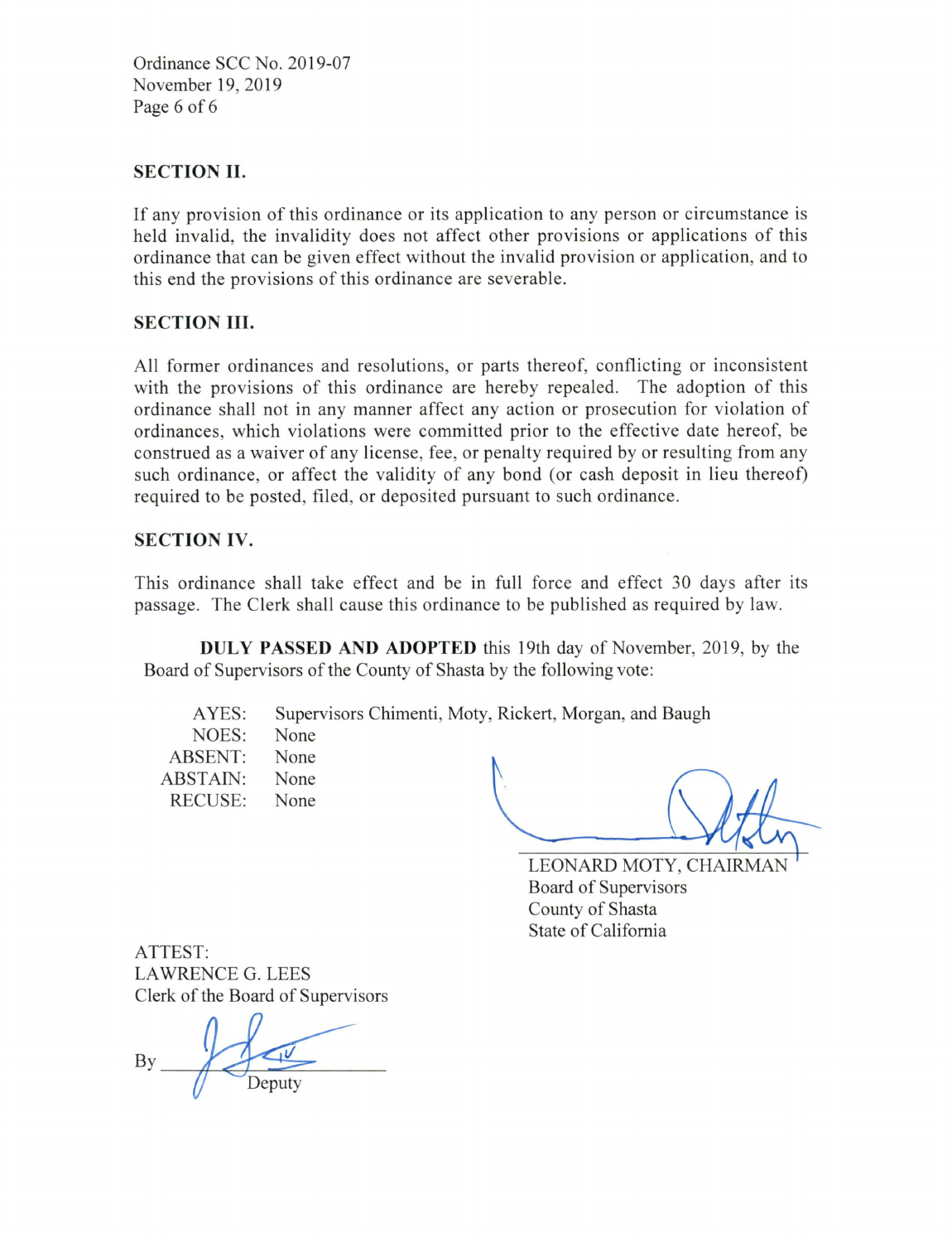## SECTION II.

If any provision of this ordinance or its application to any person or circumstance is held invalid, the invalidity does not affect other provisions or applications of this ordinance that can be given effect without the invalid provision or application, and to this end the provisions of this ordinance are severable.

## SECTION III.

All former ordinances and resolutions, or parts thereof, conflicting or inconsistent with the provisions of this ordinance are hereby repealed. The adoption of this ordinance shall not in any manner affect any action or prosecution for violation of ordinances, which violations were committed prior to the effective date hereof, be construed as a waiver of any license, fee, or penalty required by or resulting from any such ordinance, or affect the validity of any bond (or cash deposit in lieu thereof) required to be posted, filed, or deposited pursuant to such ordinance.

## SECTION IV.

This ordinance shall take effect and be in full force and effect 30 days after its passage. The Clerk shall cause this ordinance to be published as required by law.

**DULY PASSED AND ADOPTED** this 19th day of November, 2019, by the Board of Supervisors of the County of Shasta by the following vote:

AYES: Supervisors Chimenti, Moty, Rickert, Morgan, and Baugh
NOES: None
ABSENT: None
ABSTAIN: None
RECUSE: None

LEONARD MOTY, CHAIRMAN
Board of Supervisors
County of Shasta
State of California

ATTEST:
LAWRENCE G. LEES
Clerk of the Board of Supervisors

By ________________
Deputy